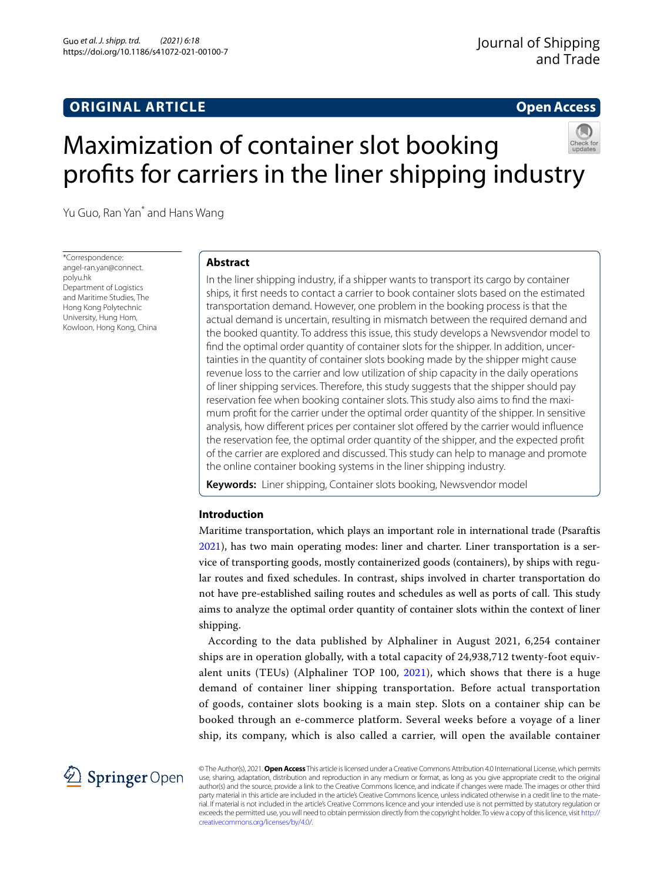ORIGINAL ARTICLE

Open Access

# Maximization of container slot booking profits for carriers in the liner shipping industry

Yu Guo, Ran Yan* and Hans Wang

*Correspondence: angel-ran.yan@connect.polyu.hk
Department of Logistics and Maritime Studies, The Hong Kong Polytechnic University, Hung Hom, Kowloon, Hong Kong, China

## Abstract

In the liner shipping industry, if a shipper wants to transport its cargo by container ships, it first needs to contact a carrier to book container slots based on the estimated transportation demand. However, one problem in the booking process is that the actual demand is uncertain, resulting in mismatch between the required demand and the booked quantity. To address this issue, this study develops a Newsvendor model to find the optimal order quantity of container slots for the shipper. In addition, uncertainties in the quantity of container slots booking made by the shipper might cause revenue loss to the carrier and low utilization of ship capacity in the daily operations of liner shipping services. Therefore, this study suggests that the shipper should pay reservation fee when booking container slots. This study also aims to find the maximum profit for the carrier under the optimal order quantity of the shipper. In sensitive analysis, how different prices per container slot offered by the carrier would influence the reservation fee, the optimal order quantity of the shipper, and the expected profit of the carrier are explored and discussed. This study can help to manage and promote the online container booking systems in the liner shipping industry.

**Keywords:** Liner shipping, Container slots booking, Newsvendor model

## Introduction

Maritime transportation, which plays an important role in international trade (Psaraftis 2021), has two main operating modes: liner and charter. Liner transportation is a service of transporting goods, mostly containerized goods (containers), by ships with regular routes and fixed schedules. In contrast, ships involved in charter transportation do not have pre-established sailing routes and schedules as well as ports of call. This study aims to analyze the optimal order quantity of container slots within the context of liner shipping.

According to the data published by Alphaliner in August 2021, 6,254 container ships are in operation globally, with a total capacity of 24,938,712 twenty-foot equivalent units (TEUs) (Alphaliner TOP 100, 2021), which shows that there is a huge demand of container liner shipping transportation. Before actual transportation of goods, container slots booking is a main step. Slots on a container ship can be booked through an e-commerce platform. Several weeks before a voyage of a liner ship, its company, which is also called a carrier, will open the available container

© The Author(s), 2021. **Open Access** This article is licensed under a Creative Commons Attribution 4.0 International License, which permits use, sharing, adaptation, distribution and reproduction in any medium or format, as long as you give appropriate credit to the original author(s) and the source, provide a link to the Creative Commons licence, and indicate if changes were made. The images or other third party material in this article are included in the article's Creative Commons licence, unless indicated otherwise in a credit line to the material. If material is not included in the article's Creative Commons licence and your intended use is not permitted by statutory regulation or exceeds the permitted use, you will need to obtain permission directly from the copyright holder. To view a copy of this licence, visit http://creativecommons.org/licenses/by/4.0/.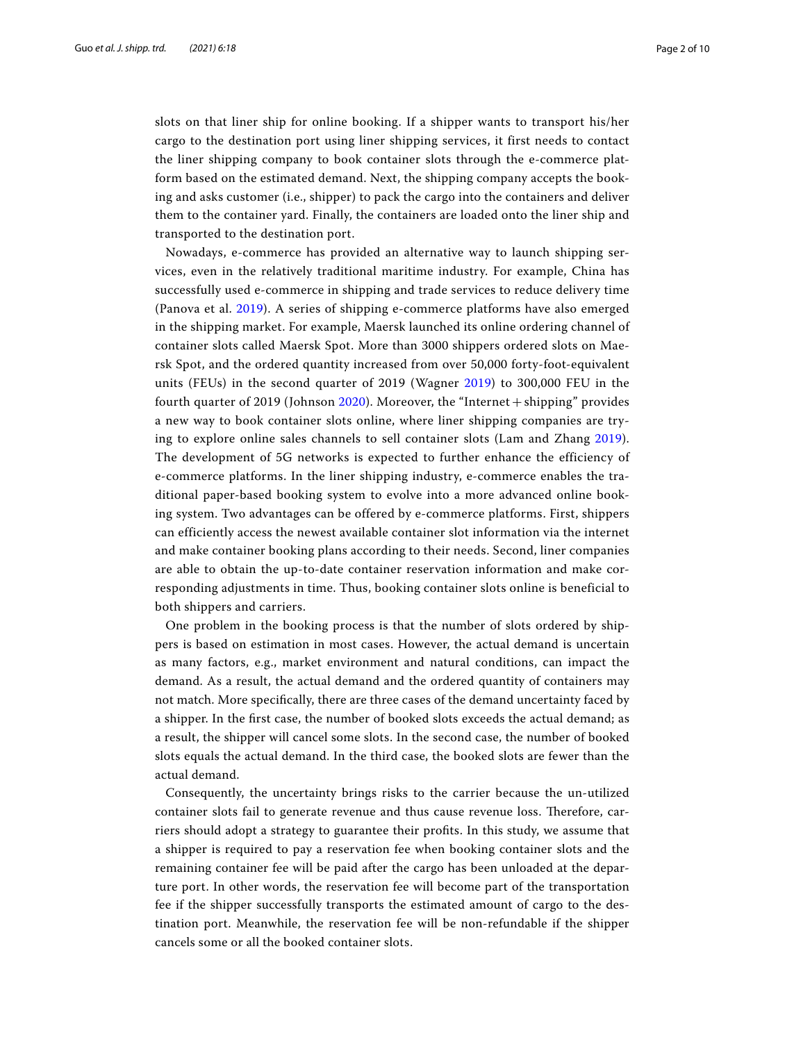slots on that liner ship for online booking. If a shipper wants to transport his/her cargo to the destination port using liner shipping services, it first needs to contact the liner shipping company to book container slots through the e-commerce platform based on the estimated demand. Next, the shipping company accepts the booking and asks customer (i.e., shipper) to pack the cargo into the containers and deliver them to the container yard. Finally, the containers are loaded onto the liner ship and transported to the destination port.

Nowadays, e-commerce has provided an alternative way to launch shipping services, even in the relatively traditional maritime industry. For example, China has successfully used e-commerce in shipping and trade services to reduce delivery time (Panova et al. 2019). A series of shipping e-commerce platforms have also emerged in the shipping market. For example, Maersk launched its online ordering channel of container slots called Maersk Spot. More than 3000 shippers ordered slots on Maersk Spot, and the ordered quantity increased from over 50,000 forty-foot-equivalent units (FEUs) in the second quarter of 2019 (Wagner 2019) to 300,000 FEU in the fourth quarter of 2019 (Johnson 2020). Moreover, the "Internet + shipping" provides a new way to book container slots online, where liner shipping companies are trying to explore online sales channels to sell container slots (Lam and Zhang 2019). The development of 5G networks is expected to further enhance the efficiency of e-commerce platforms. In the liner shipping industry, e-commerce enables the traditional paper-based booking system to evolve into a more advanced online booking system. Two advantages can be offered by e-commerce platforms. First, shippers can efficiently access the newest available container slot information via the internet and make container booking plans according to their needs. Second, liner companies are able to obtain the up-to-date container reservation information and make corresponding adjustments in time. Thus, booking container slots online is beneficial to both shippers and carriers.

One problem in the booking process is that the number of slots ordered by shippers is based on estimation in most cases. However, the actual demand is uncertain as many factors, e.g., market environment and natural conditions, can impact the demand. As a result, the actual demand and the ordered quantity of containers may not match. More specifically, there are three cases of the demand uncertainty faced by a shipper. In the first case, the number of booked slots exceeds the actual demand; as a result, the shipper will cancel some slots. In the second case, the number of booked slots equals the actual demand. In the third case, the booked slots are fewer than the actual demand.

Consequently, the uncertainty brings risks to the carrier because the un-utilized container slots fail to generate revenue and thus cause revenue loss. Therefore, carriers should adopt a strategy to guarantee their profits. In this study, we assume that a shipper is required to pay a reservation fee when booking container slots and the remaining container fee will be paid after the cargo has been unloaded at the departure port. In other words, the reservation fee will become part of the transportation fee if the shipper successfully transports the estimated amount of cargo to the destination port. Meanwhile, the reservation fee will be non-refundable if the shipper cancels some or all the booked container slots.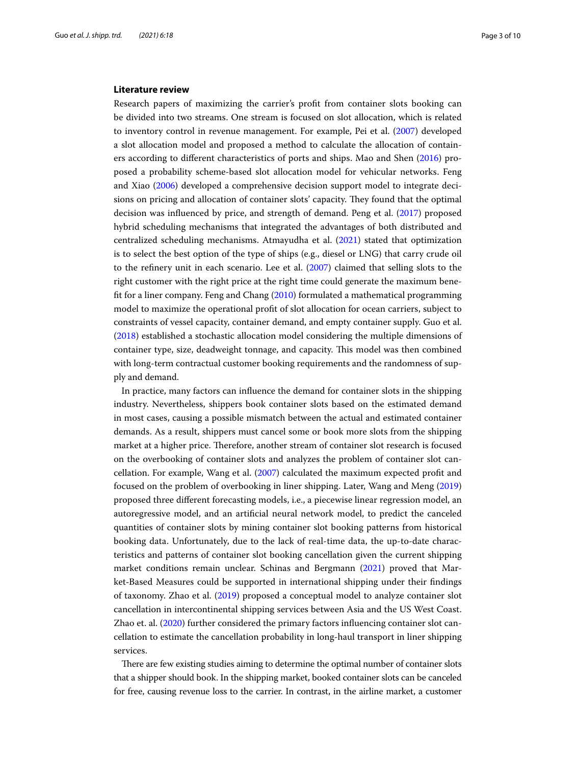## Literature review

Research papers of maximizing the carrier's profit from container slots booking can be divided into two streams. One stream is focused on slot allocation, which is related to inventory control in revenue management. For example, Pei et al. (2007) developed a slot allocation model and proposed a method to calculate the allocation of containers according to different characteristics of ports and ships. Mao and Shen (2016) proposed a probability scheme-based slot allocation model for vehicular networks. Feng and Xiao (2006) developed a comprehensive decision support model to integrate decisions on pricing and allocation of container slots' capacity. They found that the optimal decision was influenced by price, and strength of demand. Peng et al. (2017) proposed hybrid scheduling mechanisms that integrated the advantages of both distributed and centralized scheduling mechanisms. Atmayudha et al. (2021) stated that optimization is to select the best option of the type of ships (e.g., diesel or LNG) that carry crude oil to the refinery unit in each scenario. Lee et al. (2007) claimed that selling slots to the right customer with the right price at the right time could generate the maximum benefit for a liner company. Feng and Chang (2010) formulated a mathematical programming model to maximize the operational profit of slot allocation for ocean carriers, subject to constraints of vessel capacity, container demand, and empty container supply. Guo et al. (2018) established a stochastic allocation model considering the multiple dimensions of container type, size, deadweight tonnage, and capacity. This model was then combined with long-term contractual customer booking requirements and the randomness of supply and demand.

In practice, many factors can influence the demand for container slots in the shipping industry. Nevertheless, shippers book container slots based on the estimated demand in most cases, causing a possible mismatch between the actual and estimated container demands. As a result, shippers must cancel some or book more slots from the shipping market at a higher price. Therefore, another stream of container slot research is focused on the overbooking of container slots and analyzes the problem of container slot cancellation. For example, Wang et al. (2007) calculated the maximum expected profit and focused on the problem of overbooking in liner shipping. Later, Wang and Meng (2019) proposed three different forecasting models, i.e., a piecewise linear regression model, an autoregressive model, and an artificial neural network model, to predict the canceled quantities of container slots by mining container slot booking patterns from historical booking data. Unfortunately, due to the lack of real-time data, the up-to-date characteristics and patterns of container slot booking cancellation given the current shipping market conditions remain unclear. Schinas and Bergmann (2021) proved that Market-Based Measures could be supported in international shipping under their findings of taxonomy. Zhao et al. (2019) proposed a conceptual model to analyze container slot cancellation in intercontinental shipping services between Asia and the US West Coast. Zhao et. al. (2020) further considered the primary factors influencing container slot cancellation to estimate the cancellation probability in long-haul transport in liner shipping services.

There are few existing studies aiming to determine the optimal number of container slots that a shipper should book. In the shipping market, booked container slots can be canceled for free, causing revenue loss to the carrier. In contrast, in the airline market, a customer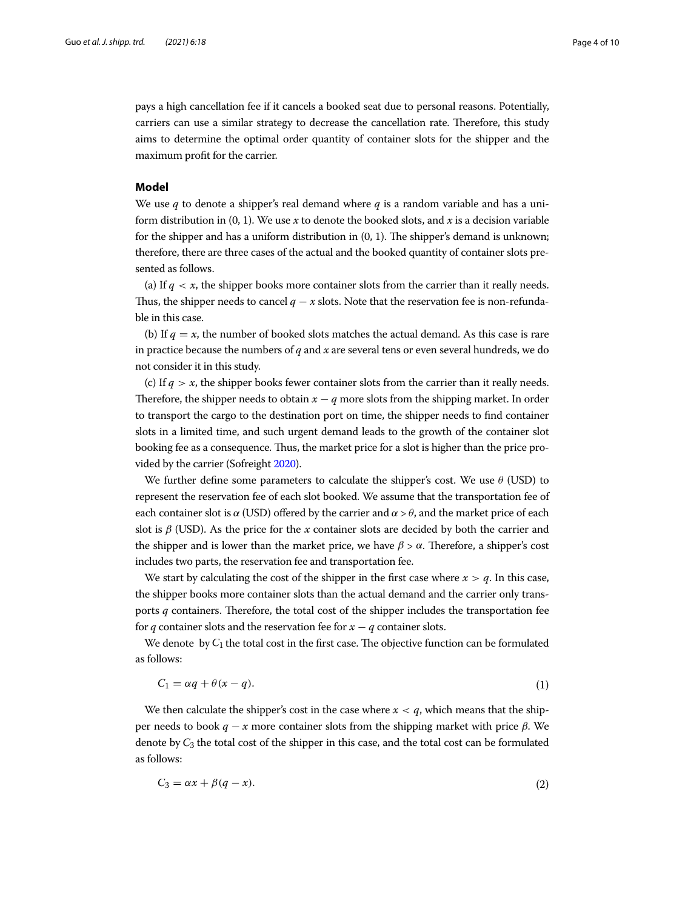pays a high cancellation fee if it cancels a booked seat due to personal reasons. Potentially, carriers can use a similar strategy to decrease the cancellation rate. Therefore, this study aims to determine the optimal order quantity of container slots for the shipper and the maximum profit for the carrier.

## Model

We use $q$ to denote a shipper's real demand where $q$ is a random variable and has a uniform distribution in (0, 1). We use $x$ to denote the booked slots, and $x$ is a decision variable for the shipper and has a uniform distribution in (0, 1). The shipper's demand is unknown; therefore, there are three cases of the actual and the booked quantity of container slots presented as follows.

(a) If $q < x$, the shipper books more container slots from the carrier than it really needs. Thus, the shipper needs to cancel $q - x$ slots. Note that the reservation fee is non-refundable in this case.

(b) If $q = x$, the number of booked slots matches the actual demand. As this case is rare in practice because the numbers of $q$ and $x$ are several tens or even several hundreds, we do not consider it in this study.

(c) If $q > x$, the shipper books fewer container slots from the carrier than it really needs. Therefore, the shipper needs to obtain $x - q$ more slots from the shipping market. In order to transport the cargo to the destination port on time, the shipper needs to find container slots in a limited time, and such urgent demand leads to the growth of the container slot booking fee as a consequence. Thus, the market price for a slot is higher than the price provided by the carrier (Sofreight 2020).

We further define some parameters to calculate the shipper's cost. We use $\theta$ (USD) to represent the reservation fee of each slot booked. We assume that the transportation fee of each container slot is $\alpha$ (USD) offered by the carrier and $\alpha > \theta$, and the market price of each slot is $\beta$ (USD). As the price for the $x$ container slots are decided by both the carrier and the shipper and is lower than the market price, we have $\beta > \alpha$. Therefore, a shipper's cost includes two parts, the reservation fee and transportation fee.

We start by calculating the cost of the shipper in the first case where $x > q$. In this case, the shipper books more container slots than the actual demand and the carrier only transports $q$ containers. Therefore, the total cost of the shipper includes the transportation fee for $q$ container slots and the reservation fee for $x - q$ container slots.

We denote by $C_1$ the total cost in the first case. The objective function can be formulated as follows:

$$C_1 = \alpha q + \theta(x - q). \tag{1}$$

We then calculate the shipper's cost in the case where $x < q$, which means that the shipper needs to book $q - x$ more container slots from the shipping market with price $\beta$. We denote by $C_3$ the total cost of the shipper in this case, and the total cost can be formulated as follows:

$$C_3 = \alpha x + \beta(q - x). \tag{2}$$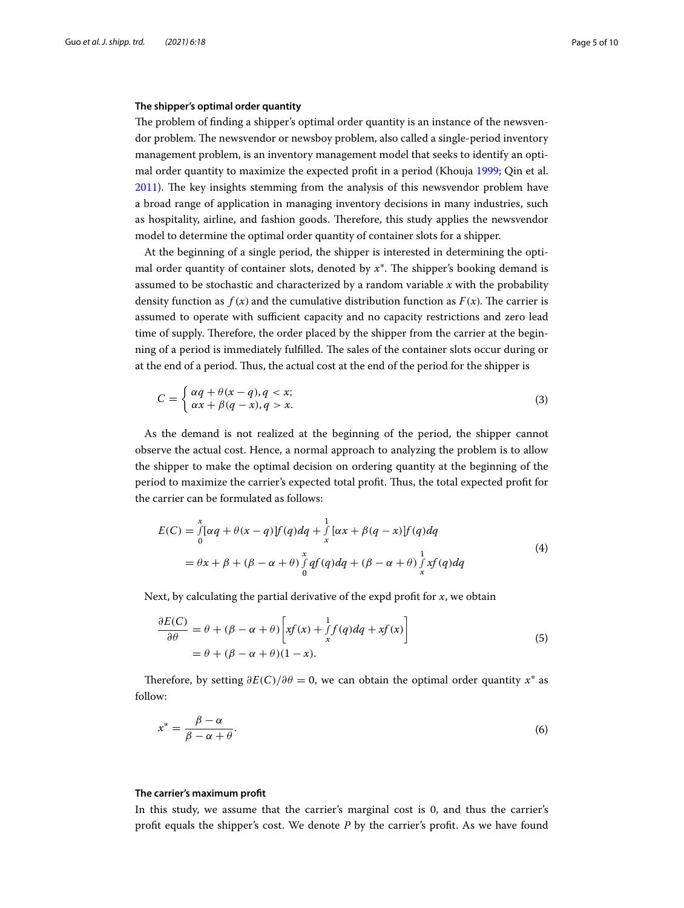### The shipper's optimal order quantity

The problem of finding a shipper's optimal order quantity is an instance of the newsvendor problem. The newsvendor or newsboy problem, also called a single-period inventory management problem, is an inventory management model that seeks to identify an optimal order quantity to maximize the expected profit in a period (Khouja 1999; Qin et al. 2011). The key insights stemming from the analysis of this newsvendor problem have a broad range of application in managing inventory decisions in many industries, such as hospitality, airline, and fashion goods. Therefore, this study applies the newsvendor model to determine the optimal order quantity of container slots for a shipper.

At the beginning of a single period, the shipper is interested in determining the optimal order quantity of container slots, denoted by $x^*$. The shipper's booking demand is assumed to be stochastic and characterized by a random variable $x$ with the probability density function as $f(x)$ and the cumulative distribution function as $F(x)$. The carrier is assumed to operate with sufficient capacity and no capacity restrictions and zero lead time of supply. Therefore, the order placed by the shipper from the carrier at the beginning of a period is immediately fulfilled. The sales of the container slots occur during or at the end of a period. Thus, the actual cost at the end of the period for the shipper is

$$C = \begin{cases} \alpha q + \theta(x - q), q < x; \\ \alpha x + \beta(q - x), q > x. \end{cases} \tag{3}$$

As the demand is not realized at the beginning of the period, the shipper cannot observe the actual cost. Hence, a normal approach to analyzing the problem is to allow the shipper to make the optimal decision on ordering quantity at the beginning of the period to maximize the carrier's expected total profit. Thus, the total expected profit for the carrier can be formulated as follows:

$$\begin{aligned} E(C) &= \int_0^x [\alpha q + \theta(x - q)]f(q)dq + \int_x^1 [\alpha x + \beta(q - x)]f(q)dq \\ &= \theta x + \beta + (\beta - \alpha + \theta)\int_0^x qf(q)dq + (\beta - \alpha + \theta)\int_x^1 xf(q)dq \end{aligned} \tag{4}$$

Next, by calculating the partial derivative of the expd profit for $x$, we obtain

$$\begin{aligned} \frac{\partial E(C)}{\partial \theta} &= \theta + (\beta - \alpha + \theta)\left[xf(x) + \int_x^1 f(q)dq + xf(x)\right] \\ &= \theta + (\beta - \alpha + \theta)(1 - x). \end{aligned} \tag{5}$$

Therefore, by setting $\partial E(C)/\partial \theta = 0$, we can obtain the optimal order quantity $x^*$ as follow:

$$x^* = \frac{\beta - \alpha}{\beta - \alpha + \theta}. \tag{6}$$

### The carrier's maximum profit

In this study, we assume that the carrier's marginal cost is 0, and thus the carrier's profit equals the shipper's cost. We denote $P$ by the carrier's profit. As we have found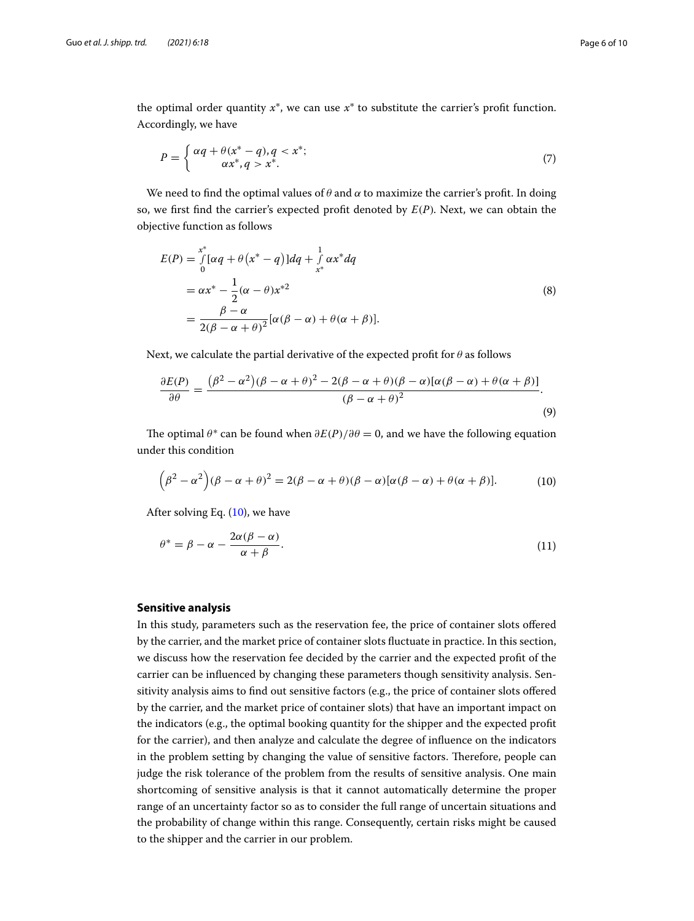the optimal order quantity $x^*$, we can use $x^*$ to substitute the carrier's profit function. Accordingly, we have

$$P = \begin{cases} \alpha q + \theta(x^* - q), q < x^*; \\ \alpha x^*, q > x^*. \end{cases} \tag{7}$$

We need to find the optimal values of $\theta$ and $\alpha$ to maximize the carrier's profit. In doing so, we first find the carrier's expected profit denoted by $E(P)$. Next, we can obtain the objective function as follows

$$\begin{aligned} E(P) &= \int_0^{x^*} [\alpha q + \theta(x^* - q)] dq + \int_{x^*}^{1} \alpha x^* dq \\ &= \alpha x^* - \frac{1}{2}(\alpha - \theta)x^{*2} \\ &= \frac{\beta - \alpha}{2(\beta - \alpha + \theta)^2}[\alpha(\beta - \alpha) + \theta(\alpha + \beta)]. \end{aligned} \tag{8}$$

Next, we calculate the partial derivative of the expected profit for $\theta$ as follows

$$\frac{\partial E(P)}{\partial \theta} = \frac{(\beta^2 - \alpha^2)(\beta - \alpha + \theta)^2 - 2(\beta - \alpha + \theta)(\beta - \alpha)[\alpha(\beta - \alpha) + \theta(\alpha + \beta)]}{(\beta - \alpha + \theta)^2}. \tag{9}$$

The optimal $\theta^*$ can be found when $\partial E(P)/\partial \theta = 0$, and we have the following equation under this condition

$$\left(\beta^2 - \alpha^2\right)(\beta - \alpha + \theta)^2 = 2(\beta - \alpha + \theta)(\beta - \alpha)[\alpha(\beta - \alpha) + \theta(\alpha + \beta)]. \tag{10}$$

After solving Eq. (10), we have

$$\theta^* = \beta - \alpha - \frac{2\alpha(\beta - \alpha)}{\alpha + \beta}. \tag{11}$$

## Sensitive analysis

In this study, parameters such as the reservation fee, the price of container slots offered by the carrier, and the market price of container slots fluctuate in practice. In this section, we discuss how the reservation fee decided by the carrier and the expected profit of the carrier can be influenced by changing these parameters though sensitivity analysis. Sensitivity analysis aims to find out sensitive factors (e.g., the price of container slots offered by the carrier, and the market price of container slots) that have an important impact on the indicators (e.g., the optimal booking quantity for the shipper and the expected profit for the carrier), and then analyze and calculate the degree of influence on the indicators in the problem setting by changing the value of sensitive factors. Therefore, people can judge the risk tolerance of the problem from the results of sensitive analysis. One main shortcoming of sensitive analysis is that it cannot automatically determine the proper range of an uncertainty factor so as to consider the full range of uncertain situations and the probability of change within this range. Consequently, certain risks might be caused to the shipper and the carrier in our problem.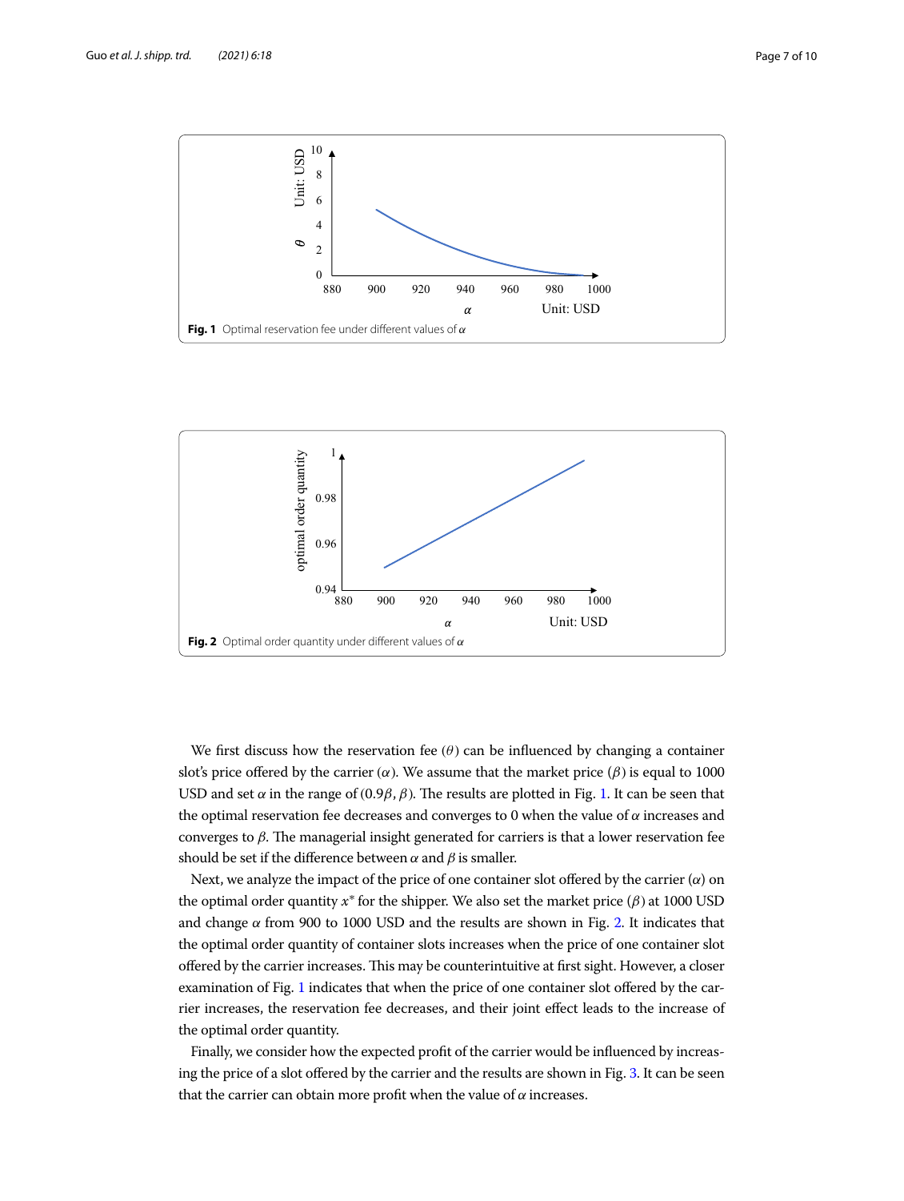Fig. 1 Optimal reservation fee under different values of $\alpha$

Fig. 2 Optimal order quantity under different values of $\alpha$

We first discuss how the reservation fee ($\theta$) can be influenced by changing a container slot's price offered by the carrier ($\alpha$). We assume that the market price ($\beta$) is equal to 1000 USD and set $\alpha$ in the range of $(0.9\beta, \beta)$. The results are plotted in Fig. 1. It can be seen that the optimal reservation fee decreases and converges to 0 when the value of $\alpha$ increases and converges to $\beta$. The managerial insight generated for carriers is that a lower reservation fee should be set if the difference between $\alpha$ and $\beta$ is smaller.

Next, we analyze the impact of the price of one container slot offered by the carrier ($\alpha$) on the optimal order quantity $x^*$ for the shipper. We also set the market price ($\beta$) at 1000 USD and change $\alpha$ from 900 to 1000 USD and the results are shown in Fig. 2. It indicates that the optimal order quantity of container slots increases when the price of one container slot offered by the carrier increases. This may be counterintuitive at first sight. However, a closer examination of Fig. 1 indicates that when the price of one container slot offered by the carrier increases, the reservation fee decreases, and their joint effect leads to the increase of the optimal order quantity.

Finally, we consider how the expected profit of the carrier would be influenced by increasing the price of a slot offered by the carrier and the results are shown in Fig. 3. It can be seen that the carrier can obtain more profit when the value of $\alpha$ increases.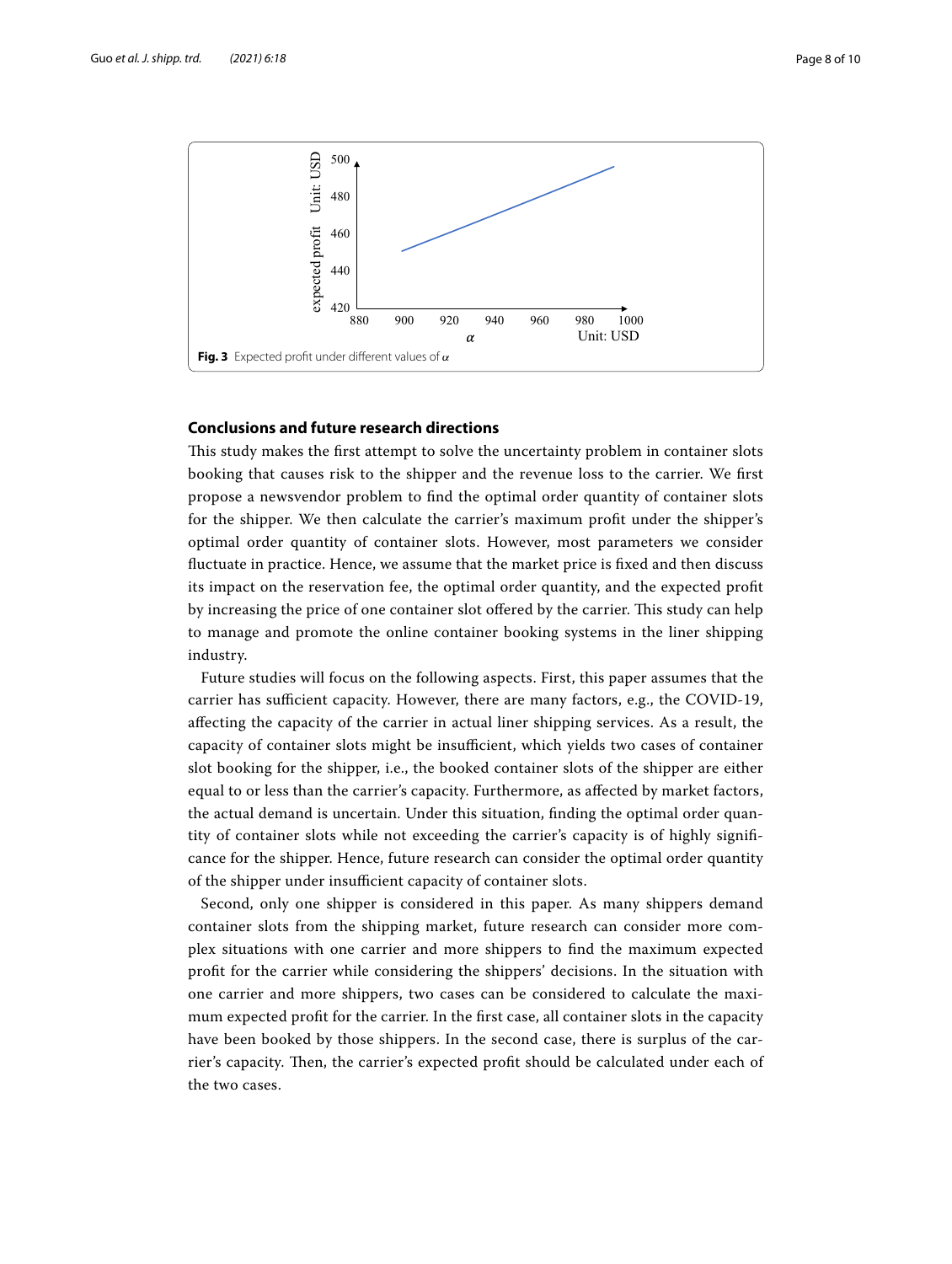Fig. 3 Expected profit under different values of $\alpha$

## Conclusions and future research directions

This study makes the first attempt to solve the uncertainty problem in container slots booking that causes risk to the shipper and the revenue loss to the carrier. We first propose a newsvendor problem to find the optimal order quantity of container slots for the shipper. We then calculate the carrier's maximum profit under the shipper's optimal order quantity of container slots. However, most parameters we consider fluctuate in practice. Hence, we assume that the market price is fixed and then discuss its impact on the reservation fee, the optimal order quantity, and the expected profit by increasing the price of one container slot offered by the carrier. This study can help to manage and promote the online container booking systems in the liner shipping industry.

Future studies will focus on the following aspects. First, this paper assumes that the carrier has sufficient capacity. However, there are many factors, e.g., the COVID-19, affecting the capacity of the carrier in actual liner shipping services. As a result, the capacity of container slots might be insufficient, which yields two cases of container slot booking for the shipper, i.e., the booked container slots of the shipper are either equal to or less than the carrier's capacity. Furthermore, as affected by market factors, the actual demand is uncertain. Under this situation, finding the optimal order quantity of container slots while not exceeding the carrier's capacity is of highly significance for the shipper. Hence, future research can consider the optimal order quantity of the shipper under insufficient capacity of container slots.

Second, only one shipper is considered in this paper. As many shippers demand container slots from the shipping market, future research can consider more complex situations with one carrier and more shippers to find the maximum expected profit for the carrier while considering the shippers' decisions. In the situation with one carrier and more shippers, two cases can be considered to calculate the maximum expected profit for the carrier. In the first case, all container slots in the capacity have been booked by those shippers. In the second case, there is surplus of the carrier's capacity. Then, the carrier's expected profit should be calculated under each of the two cases.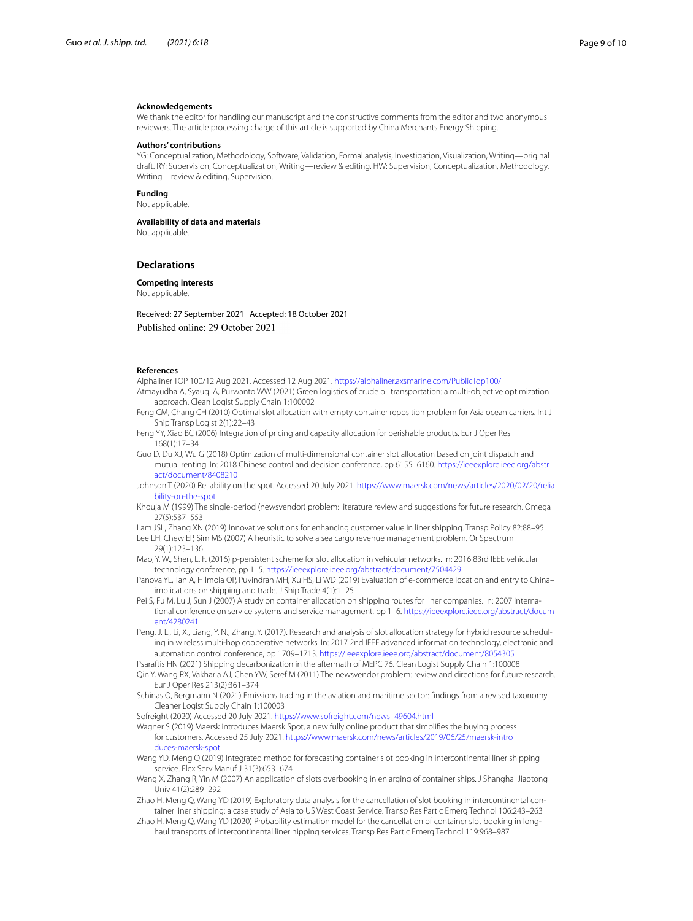**Acknowledgements**

We thank the editor for handling our manuscript and the constructive comments from the editor and two anonymous reviewers. The article processing charge of this article is supported by China Merchants Energy Shipping.

**Authors' contributions**

YG: Conceptualization, Methodology, Software, Validation, Formal analysis, Investigation, Visualization, Writing—original draft. RY: Supervision, Conceptualization, Writing—review & editing. HW: Supervision, Conceptualization, Methodology, Writing—review & editing, Supervision.

**Funding**

Not applicable.

**Availability of data and materials**

Not applicable.

## Declarations

**Competing interests**

Not applicable.

Received: 27 September 2021 Accepted: 18 October 2021

Published online: 29 October 2021

**References**

Alphaliner TOP 100/12 Aug 2021. Accessed 12 Aug 2021. https://alphaliner.axsmarine.com/PublicTop100/

Atmayudha A, Syauqi A, Purwanto WW (2021) Green logistics of crude oil transportation: a multi-objective optimization approach. Clean Logist Supply Chain 1:100002

Feng CM, Chang CH (2010) Optimal slot allocation with empty container reposition problem for Asia ocean carriers. Int J Ship Transp Logist 2(1):22–43

Feng YY, Xiao BC (2006) Integration of pricing and capacity allocation for perishable products. Eur J Oper Res 168(1):17–34

Guo D, Du XJ, Wu G (2018) Optimization of multi-dimensional container slot allocation based on joint dispatch and mutual renting. In: 2018 Chinese control and decision conference, pp 6155–6160. https://ieeexplore.ieee.org/abstract/document/8408210

Johnson T (2020) Reliability on the spot. Accessed 20 July 2021. https://www.maersk.com/news/articles/2020/02/20/reliability-on-the-spot

Khouja M (1999) The single-period (newsvendor) problem: literature review and suggestions for future research. Omega 27(5):537–553

Lam JSL, Zhang XN (2019) Innovative solutions for enhancing customer value in liner shipping. Transp Policy 82:88–95

Lee LH, Chew EP, Sim MS (2007) A heuristic to solve a sea cargo revenue management problem. Or Spectrum 29(1):123–136

Mao, Y. W., Shen, L. F. (2016) p-persistent scheme for slot allocation in vehicular networks. In: 2016 83rd IEEE vehicular technology conference, pp 1–5. https://ieeexplore.ieee.org/abstract/document/7504429

Panova YL, Tan A, Hilmola OP, Puvindran MH, Xu HS, Li WD (2019) Evaluation of e-commerce location and entry to China–implications on shipping and trade. J Ship Trade 4(1):1–25

Pei S, Fu M, Lu J, Sun J (2007) A study on container allocation on shipping routes for liner companies. In: 2007 international conference on service systems and service management, pp 1–6. https://ieeexplore.ieee.org/abstract/document/4280241

Peng, J. L., Li, X., Liang, Y. N., Zhang, Y. (2017). Research and analysis of slot allocation strategy for hybrid resource scheduling in wireless multi-hop cooperative networks. In: 2017 2nd IEEE advanced information technology, electronic and automation control conference, pp 1709–1713. https://ieeexplore.ieee.org/abstract/document/8054305

Psaraftis HN (2021) Shipping decarbonization in the aftermath of MEPC 76. Clean Logist Supply Chain 1:100008

Qin Y, Wang RX, Vakharia AJ, Chen YW, Seref M (2011) The newsvendor problem: review and directions for future research. Eur J Oper Res 213(2):361–374

Schinas O, Bergmann N (2021) Emissions trading in the aviation and maritime sector: findings from a revised taxonomy. Cleaner Logist Supply Chain 1:100003

Sofreight (2020) Accessed 20 July 2021. https://www.sofreight.com/news_49604.html

Wagner S (2019) Maersk introduces Maersk Spot, a new fully online product that simplifies the buying process for customers. Accessed 25 July 2021. https://www.maersk.com/news/articles/2019/06/25/maersk-introduces-maersk-spot.

Wang YD, Meng Q (2019) Integrated method for forecasting container slot booking in intercontinental liner shipping service. Flex Serv Manuf J 31(3):653–674

Wang X, Zhang R, Yin M (2007) An application of slots overbooking in enlarging of container ships. J Shanghai Jiaotong Univ 41(2):289–292

Zhao H, Meng Q, Wang YD (2019) Exploratory data analysis for the cancellation of slot booking in intercontinental container liner shipping: a case study of Asia to US West Coast Service. Transp Res Part c Emerg Technol 106:243–263

Zhao H, Meng Q, Wang YD (2020) Probability estimation model for the cancellation of container slot booking in long-haul transports of intercontinental liner hipping services. Transp Res Part c Emerg Technol 119:968–987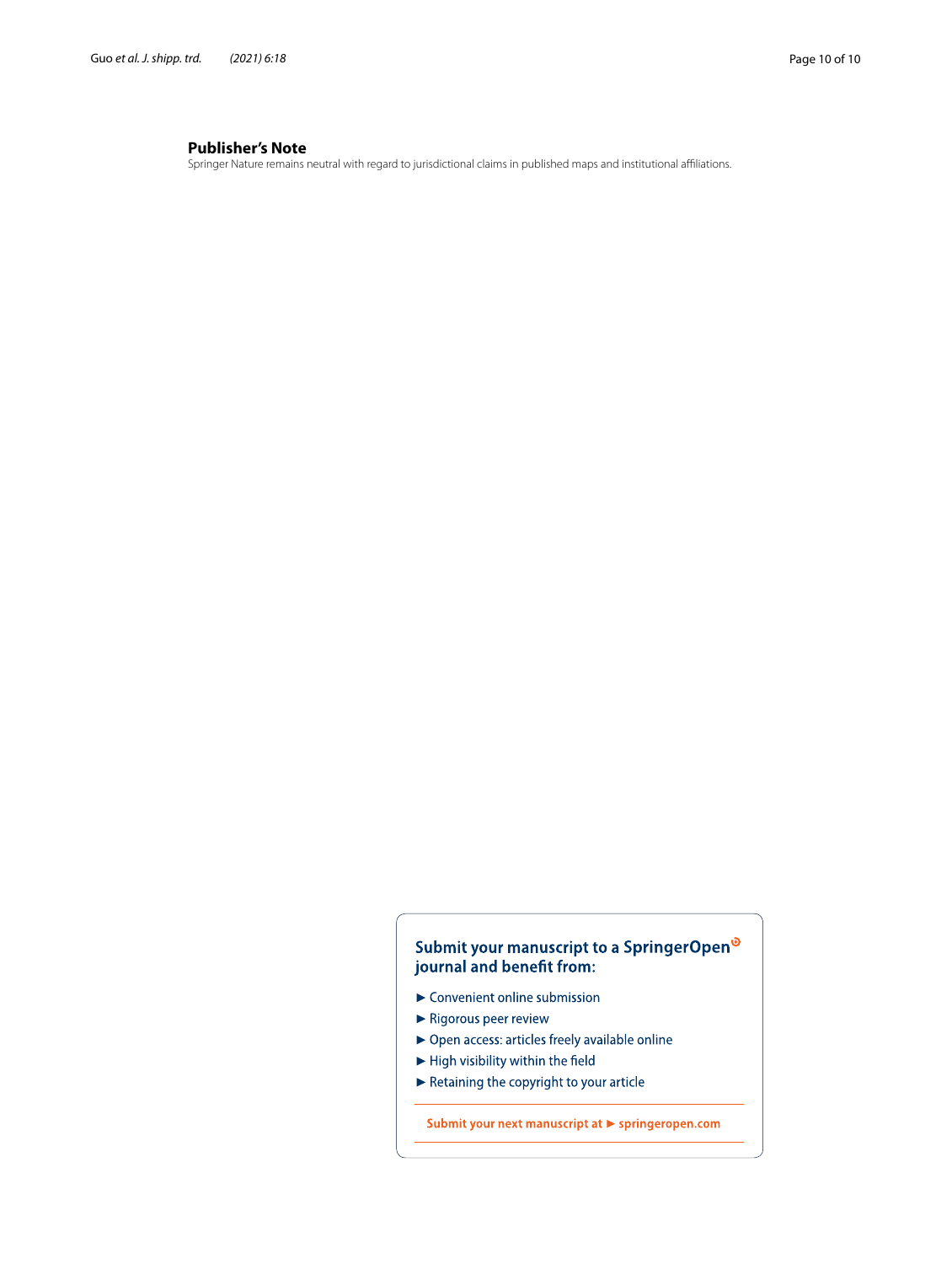## Publisher's Note

Springer Nature remains neutral with regard to jurisdictional claims in published maps and institutional affiliations.

**Submit your manuscript to a SpringerOpen journal and benefit from:**

- ► Convenient online submission
- ► Rigorous peer review
- ► Open access: articles freely available online
- ► High visibility within the field
- ► Retaining the copyright to your article

**Submit your next manuscript at ► springeropen.com**